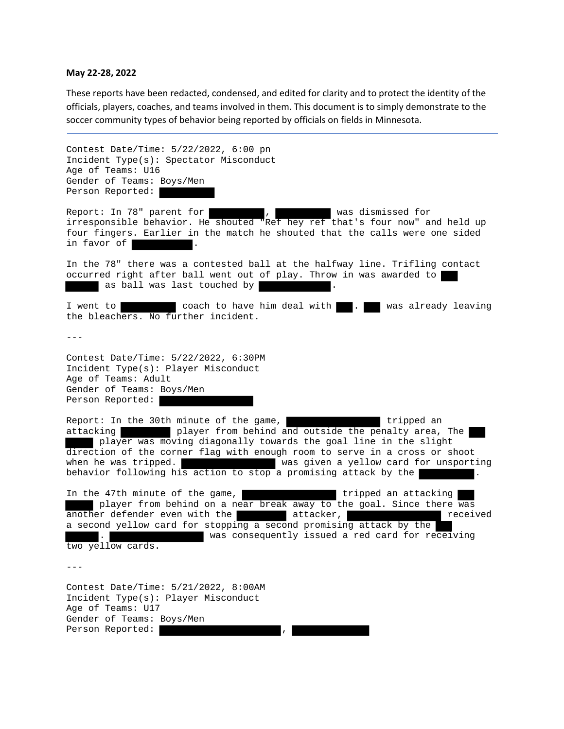**May 22-28, 2022**

These reports have been redacted, condensed, and edited for clarity and to protect the identity of the officials, players, coaches, and teams involved in them. This document is to simply demonstrate to the soccer community types of behavior being reported by officials on fields in Minnesota.

---

Contest Date/Time: 5/22/2022, 6:00 pn
Incident Type(s): Spectator Misconduct
Age of Teams: U16
Gender of Teams: Boys/Men
Person Reported: ██████

Report: In 78" parent for ██████, ██████ was dismissed for irresponsible behavior. He shouted "Ref hey ref that's four now" and held up four fingers. Earlier in the match he shouted that the calls were one sided in favor of ██████.

In the 78" there was a contested ball at the halfway line. Trifling contact occurred right after ball went out of play. Throw in was awarded to ██████ as ball was last touched by ██████.

I went to ██████ coach to have him deal with ██. ██ was already leaving the bleachers. No further incident.

---

Contest Date/Time: 5/22/2022, 6:30PM
Incident Type(s): Player Misconduct
Age of Teams: Adult
Gender of Teams: Boys/Men
Person Reported: ██████

Report: In the 30th minute of the game, ██████ tripped an attacking ██████ player from behind and outside the penalty area, The ██████ player was moving diagonally towards the goal line in the slight direction of the corner flag with enough room to serve in a cross or shoot when he was tripped. ██████ was given a yellow card for unsporting behavior following his action to stop a promising attack by the ██████.

In the 47th minute of the game, ██████ tripped an attacking ██████ player from behind on a near break away to the goal. Since there was another defender even with the ██████ attacker, ██████ received a second yellow card for stopping a second promising attack by the ██████. ██████ was consequently issued a red card for receiving two yellow cards.

---

Contest Date/Time: 5/21/2022, 8:00AM
Incident Type(s): Player Misconduct
Age of Teams: U17
Gender of Teams: Boys/Men
Person Reported: ██████, ██████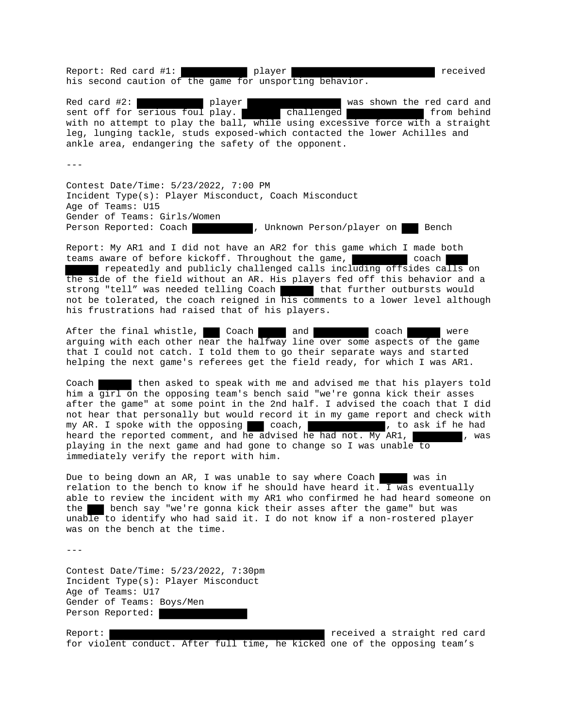Report: Red card #1: ██████████ player ██████████████████████ received his second caution of the game for unsporting behavior.

Red card #2: ██████████ player ████████████ was shown the red card and sent off for serious foul play. █████ challenged ██████████ from behind with no attempt to play the ball, while using excessive force with a straight leg, lunging tackle, studs exposed-which contacted the lower Achilles and ankle area, endangering the safety of the opponent.

---

Contest Date/Time: 5/23/2022, 7:00 PM
Incident Type(s): Player Misconduct, Coach Misconduct
Age of Teams: U15
Gender of Teams: Girls/Women
Person Reported: Coach ████████, Unknown Person/player on ██ Bench

Report: My AR1 and I did not have an AR2 for this game which I made both teams aware of before kickoff. Throughout the game, ████████ coach ███ █████ repeatedly and publicly challenged calls including offsides calls on the side of the field without an AR. His players fed off this behavior and a strong "tell" was needed telling Coach █████ that further outbursts would not be tolerated, the coach reigned in his comments to a lower level although his frustrations had raised that of his players.

After the final whistle, ██ Coach ████ and ████████ coach █████ were arguing with each other near the halfway line over some aspects of the game that I could not catch. I told them to go their separate ways and started helping the next game's referees get the field ready, for which I was AR1.

Coach █████ then asked to speak with me and advised me that his players told him a girl on the opposing team's bench said "we're gonna kick their asses after the game" at some point in the 2nd half. I advised the coach that I did not hear that personally but would record it in my game report and check with my AR. I spoke with the opposing ██ coach, ███████████, to ask if he had heard the reported comment, and he advised he had not. My AR1, ███████, was playing in the next game and had gone to change so I was unable to immediately verify the report with him.

Due to being down an AR, I was unable to say where Coach ████ was in relation to the bench to know if he should have heard it. I was eventually able to review the incident with my AR1 who confirmed he had heard someone on the ██ bench say "we're gonna kick their asses after the game" but was unable to identify who had said it. I do not know if a non-rostered player was on the bench at the time.

---

Contest Date/Time: 5/23/2022, 7:30pm
Incident Type(s): Player Misconduct
Age of Teams: U17
Gender of Teams: Boys/Men
Person Reported: █████████████

Report: ██████████████████████████████ received a straight red card for violent conduct. After full time, he kicked one of the opposing team's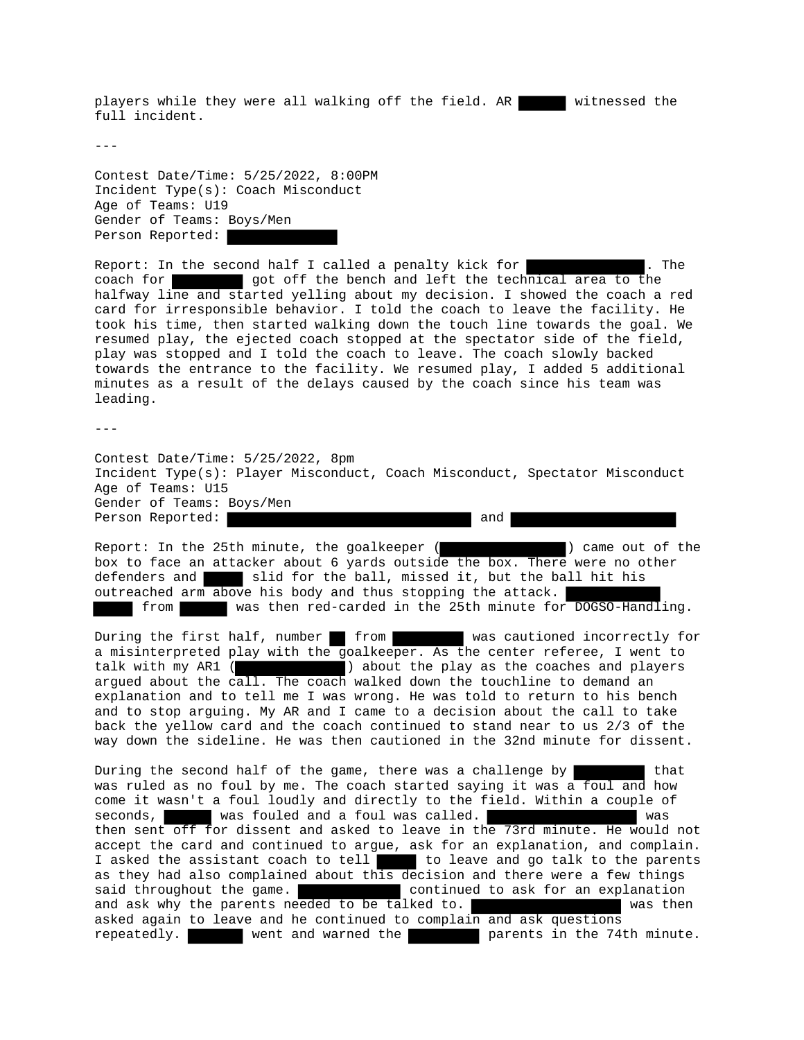players while they were all walking off the field. AR ██████ witnessed the full incident.

---

Contest Date/Time: 5/25/2022, 8:00PM
Incident Type(s): Coach Misconduct
Age of Teams: U19
Gender of Teams: Boys/Men
Person Reported: ██████████████

Report: In the second half I called a penalty kick for ███████████████. The coach for █████████ got off the bench and left the technical area to the halfway line and started yelling about my decision. I showed the coach a red card for irresponsible behavior. I told the coach to leave the facility. He took his time, then started walking down the touch line towards the goal. We resumed play, the ejected coach stopped at the spectator side of the field, play was stopped and I told the coach to leave. The coach slowly backed towards the entrance to the facility. We resumed play, I added 5 additional minutes as a result of the delays caused by the coach since his team was leading.

---

Contest Date/Time: 5/25/2022, 8pm
Incident Type(s): Player Misconduct, Coach Misconduct, Spectator Misconduct
Age of Teams: U15
Gender of Teams: Boys/Men
Person Reported: ██████████████████████████████ and █████████████████████

Report: In the 25th minute, the goalkeeper (████████████████) came out of the box to face an attacker about 6 yards outside the box. There were no other defenders and █████ slid for the ball, missed it, but the ball hit his outreached arm above his body and thus stopping the attack. ████████████ █████ from ██████ was then red-carded in the 25th minute for DOGSO-Handling.

During the first half, number ██ from █████████ was cautioned incorrectly for a misinterpreted play with the goalkeeper. As the center referee, I went to talk with my AR1 (██████████████) about the play as the coaches and players argued about the call. The coach walked down the touchline to demand an explanation and to tell me I was wrong. He was told to return to his bench and to stop arguing. My AR and I came to a decision about the call to take back the yellow card and the coach continued to stand near to us 2/3 of the way down the sideline. He was then cautioned in the 32nd minute for dissent.

During the second half of the game, there was a challenge by █████████ that was ruled as no foul by me. The coach started saying it was a foul and how come it wasn't a foul loudly and directly to the field. Within a couple of seconds, ██████ was fouled and a foul was called. ███████████████████ was then sent off for dissent and asked to leave in the 73rd minute. He would not accept the card and continued to argue, ask for an explanation, and complain. I asked the assistant coach to tell █████ to leave and go talk to the parents as they had also complained about this decision and there were a few things said throughout the game. █████████████ continued to ask for an explanation and ask why the parents needed to be talked to. ███████████████████ was then asked again to leave and he continued to complain and ask questions repeatedly. ███████ went and warned the █████████ parents in the 74th minute.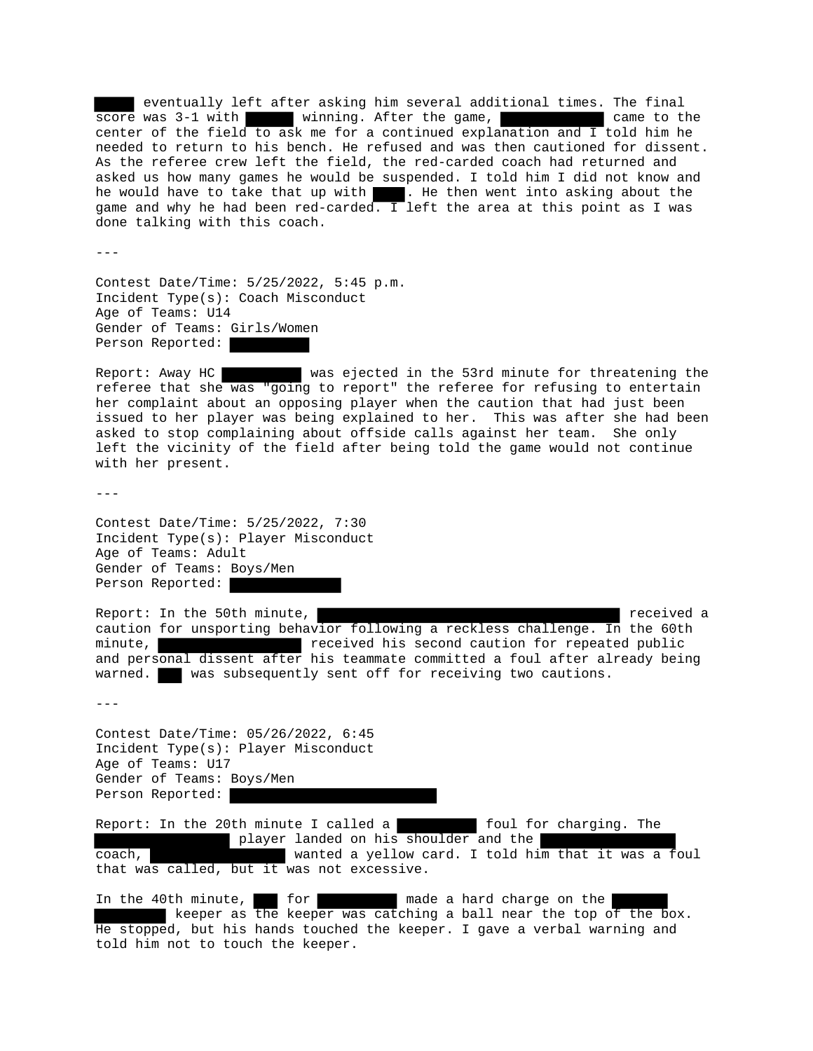[REDACTED] eventually left after asking him several additional times. The final score was 3-1 with [REDACTED] winning. After the game, [REDACTED] came to the center of the field to ask me for a continued explanation and I told him he needed to return to his bench. He refused and was then cautioned for dissent. As the referee crew left the field, the red-carded coach had returned and asked us how many games he would be suspended. I told him I did not know and he would have to take that up with [REDACTED]. He then went into asking about the game and why he had been red-carded. I left the area at this point as I was done talking with this coach.

---

Contest Date/Time: 5/25/2022, 5:45 p.m.
Incident Type(s): Coach Misconduct
Age of Teams: U14
Gender of Teams: Girls/Women
Person Reported: [REDACTED]

Report: Away HC [REDACTED] was ejected in the 53rd minute for threatening the referee that she was "going to report" the referee for refusing to entertain her complaint about an opposing player when the caution that had just been issued to her player was being explained to her. This was after she had been asked to stop complaining about offside calls against her team. She only left the vicinity of the field after being told the game would not continue with her present.

---

Contest Date/Time: 5/25/2022, 7:30
Incident Type(s): Player Misconduct
Age of Teams: Adult
Gender of Teams: Boys/Men
Person Reported: [REDACTED]

Report: In the 50th minute, [REDACTED] received a caution for unsporting behavior following a reckless challenge. In the 60th minute, [REDACTED] received his second caution for repeated public and personal dissent after his teammate committed a foul after already being warned. [REDACTED] was subsequently sent off for receiving two cautions.

---

Contest Date/Time: 05/26/2022, 6:45
Incident Type(s): Player Misconduct
Age of Teams: U17
Gender of Teams: Boys/Men
Person Reported: [REDACTED]

Report: In the 20th minute I called a [REDACTED] foul for charging. The [REDACTED] player landed on his shoulder and the [REDACTED] coach, [REDACTED] wanted a yellow card. I told him that it was a foul that was called, but it was not excessive.

In the 40th minute, [REDACTED] for [REDACTED] made a hard charge on the [REDACTED] keeper as the keeper was catching a ball near the top of the box. He stopped, but his hands touched the keeper. I gave a verbal warning and told him not to touch the keeper.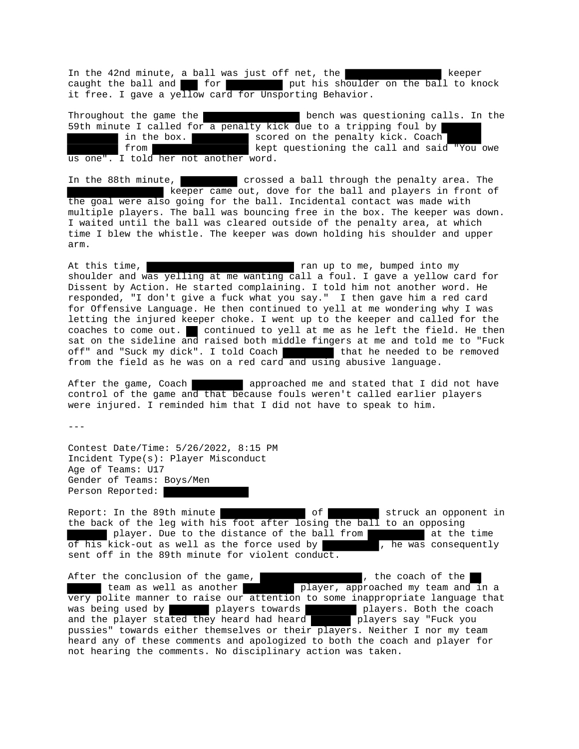In the 42nd minute, a ball was just off net, the ██████████ keeper caught the ball and ██ for ██████ put his shoulder on the ball to knock it free. I gave a yellow card for Unsporting Behavior.

Throughout the game the ██████████ bench was questioning calls. In the 59th minute I called for a penalty kick due to a tripping foul by ██████ in the box. ██████ scored on the penalty kick. Coach ██████ from ██████████ kept questioning the call and said "You owe us one". I told her not another word.

In the 88th minute, ██████ crossed a ball through the penalty area. The ██████████ keeper came out, dove for the ball and players in front of the goal were also going for the ball. Incidental contact was made with multiple players. The ball was bouncing free in the box. The keeper was down. I waited until the ball was cleared outside of the penalty area, at which time I blew the whistle. The keeper was down holding his shoulder and upper arm.

At this time, ████████████████ ran up to me, bumped into my shoulder and was yelling at me wanting call a foul. I gave a yellow card for Dissent by Action. He started complaining. I told him not another word. He responded, "I don't give a fuck what you say." I then gave him a red card for Offensive Language. He then continued to yell at me wondering why I was letting the injured keeper choke. I went up to the keeper and called for the coaches to come out. ██ continued to yell at me as he left the field. He then sat on the sideline and raised both middle fingers at me and told me to "Fuck off" and "Suck my dick". I told Coach ██████ that he needed to be removed from the field as he was on a red card and using abusive language.

After the game, Coach ██████ approached me and stated that I did not have control of the game and that because fouls weren't called earlier players were injured. I reminded him that I did not have to speak to him.

---

Contest Date/Time: 5/26/2022, 8:15 PM
Incident Type(s): Player Misconduct
Age of Teams: U17
Gender of Teams: Boys/Men
Person Reported: ██████████

Report: In the 89th minute ██████████ of ██████ struck an opponent in the back of the leg with his foot after losing the ball to an opposing ████ player. Due to the distance of the ball from ██████ at the time of his kick-out as well as the force used by ██████, he was consequently sent off in the 89th minute for violent conduct.

After the conclusion of the game, ████████████, the coach of the ██ ████ team as well as another ██████ player, approached my team and in a very polite manner to raise our attention to some inappropriate language that was being used by ████ players towards ██████ players. Both the coach and the player stated they heard had heard ████ players say "Fuck you pussies" towards either themselves or their players. Neither I nor my team heard any of these comments and apologized to both the coach and player for not hearing the comments. No disciplinary action was taken.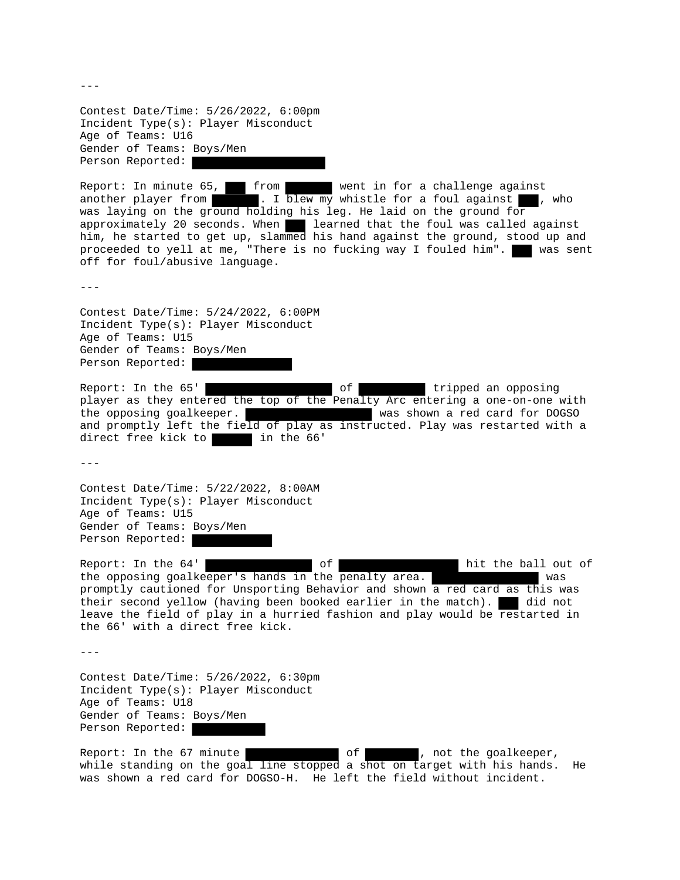---

Contest Date/Time: 5/26/2022, 6:00pm
Incident Type(s): Player Misconduct
Age of Teams: U16
Gender of Teams: Boys/Men
Person Reported: ████████████████

Report: In minute 65, ██ from ██████ went in for a challenge against another player from ██████. I blew my whistle for a foul against ██, who was laying on the ground holding his leg. He laid on the ground for approximately 20 seconds. When ██ learned that the foul was called against him, he started to get up, slammed his hand against the ground, stood up and proceeded to yell at me, "There is no fucking way I fouled him". ██ was sent off for foul/abusive language.

---

Contest Date/Time: 5/24/2022, 6:00PM
Incident Type(s): Player Misconduct
Age of Teams: U15
Gender of Teams: Boys/Men
Person Reported: ████████████

Report: In the 65' ███████████████ of ████████ tripped an opposing player as they entered the top of the Penalty Arc entering a one-on-one with the opposing goalkeeper. ███████████████ was shown a red card for DOGSO and promptly left the field of play as instructed. Play was restarted with a direct free kick to █████ in the 66'

---

Contest Date/Time: 5/22/2022, 8:00AM
Incident Type(s): Player Misconduct
Age of Teams: U15
Gender of Teams: Boys/Men
Person Reported: ██████████

Report: In the 64' █████████████ of ██████████████ hit the ball out of the opposing goalkeeper's hands in the penalty area. █████████████ was promptly cautioned for Unsporting Behavior and shown a red card as this was their second yellow (having been booked earlier in the match). ██ did not leave the field of play in a hurried fashion and play would be restarted in the 66' with a direct free kick.

---

Contest Date/Time: 5/26/2022, 6:30pm
Incident Type(s): Player Misconduct
Age of Teams: U18
Gender of Teams: Boys/Men
Person Reported: █████████

Report: In the 67 minute ███████████ of ██████, not the goalkeeper, while standing on the goal line stopped a shot on target with his hands. He was shown a red card for DOGSO-H. He left the field without incident.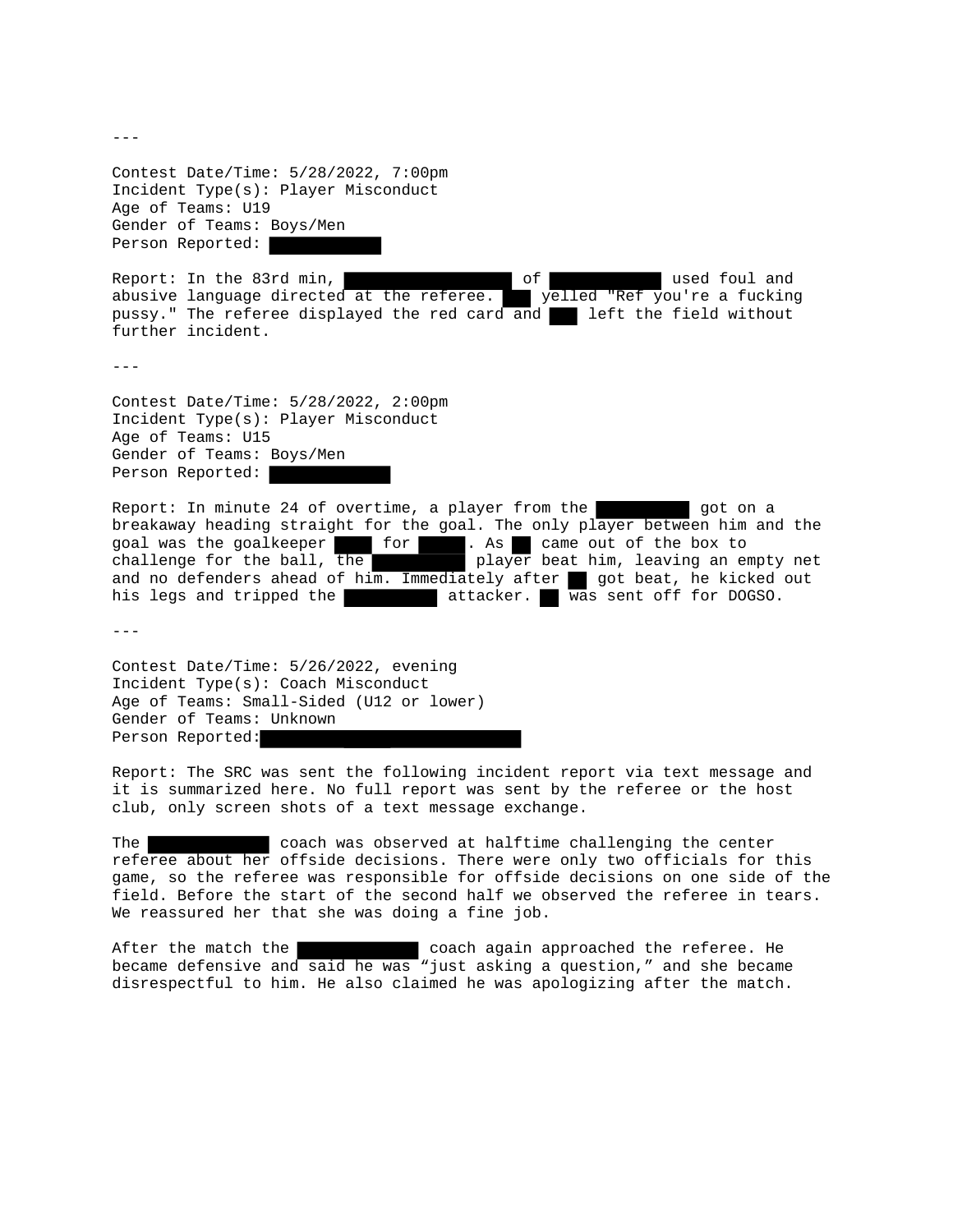---

Contest Date/Time: 5/28/2022, 7:00pm
Incident Type(s): Player Misconduct
Age of Teams: U19
Gender of Teams: Boys/Men
Person Reported: ██████████

Report: In the 83rd min, ██████████████ of ██████████ used foul and abusive language directed at the referee. ███ yelled "Ref you're a fucking pussy." The referee displayed the red card and ███ left the field without further incident.

---

Contest Date/Time: 5/28/2022, 2:00pm
Incident Type(s): Player Misconduct
Age of Teams: U15
Gender of Teams: Boys/Men
Person Reported: ███████████

Report: In minute 24 of overtime, a player from the ████████ got on a breakaway heading straight for the goal. The only player between him and the goal was the goalkeeper ████ for ████. As ██ came out of the box to challenge for the ball, the ████████ player beat him, leaving an empty net and no defenders ahead of him. Immediately after ██ got beat, he kicked out his legs and tripped the ████████ attacker. ██ was sent off for DOGSO.

---

Contest Date/Time: 5/26/2022, evening
Incident Type(s): Coach Misconduct
Age of Teams: Small-Sided (U12 or lower)
Gender of Teams: Unknown
Person Reported: ████████████████████████

Report: The SRC was sent the following incident report via text message and it is summarized here. No full report was sent by the referee or the host club, only screen shots of a text message exchange.

The ███████████ coach was observed at halftime challenging the center referee about her offside decisions. There were only two officials for this game, so the referee was responsible for offside decisions on one side of the field. Before the start of the second half we observed the referee in tears. We reassured her that she was doing a fine job.

After the match the ███████████ coach again approached the referee. He became defensive and said he was "just asking a question," and she became disrespectful to him. He also claimed he was apologizing after the match.